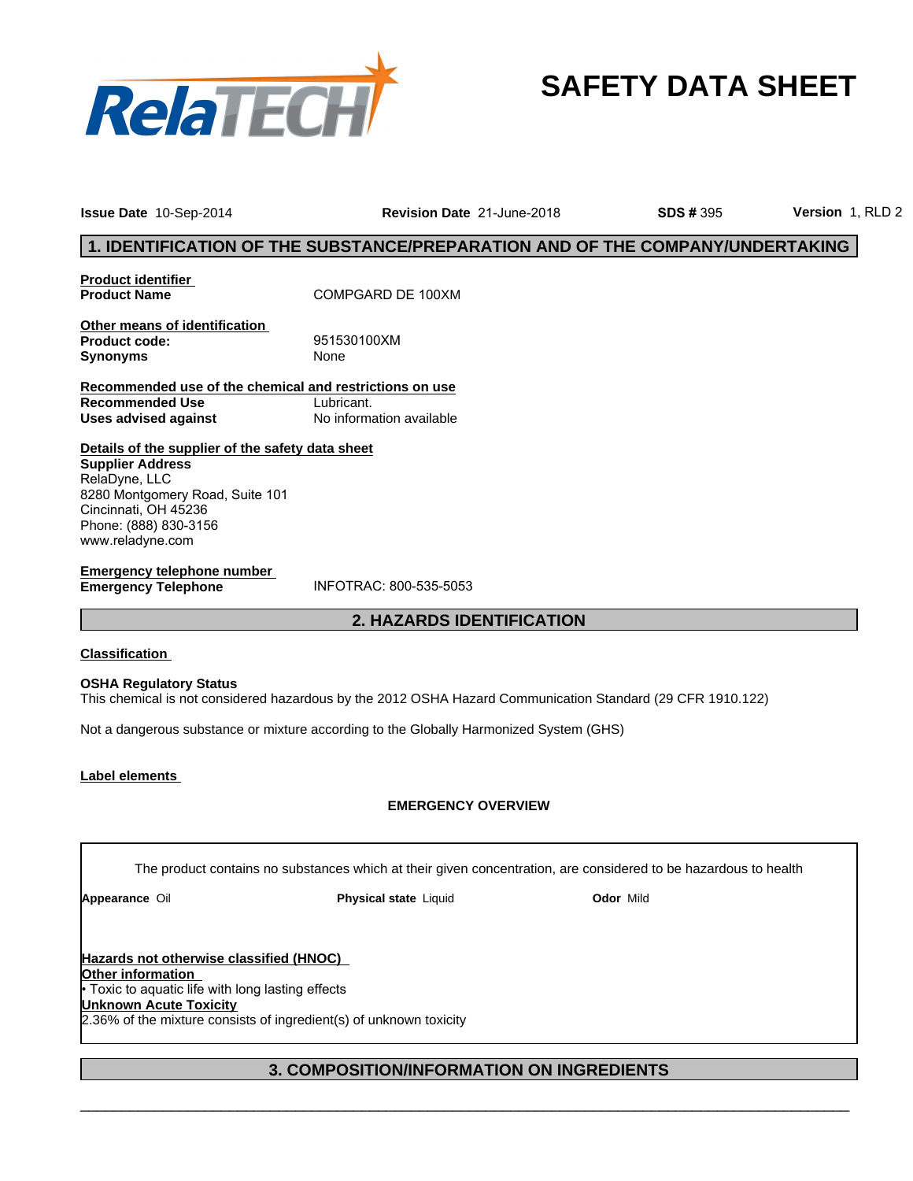# SAFETY DATA SHEET

**Issue Date** 10-Sep-2014 **Revision Date** 21-June-2018 **SDS #** 395 **Version** 1, RLD 2

## 1. IDENTIFICATION OF THE SUBSTANCE/PREPARATION AND OF THE COMPANY/UNDERTAKING

**Product identifier**

| | |
|---|---|
| **Product Name** | COMPGARD DE 100XM |

**Other means of identification**

| | |
|---|---|
| **Product code:** | 951530100XM |
| **Synonyms** | None |

**Recommended use of the chemical and restrictions on use**

| | |
|---|---|
| **Recommended Use** | Lubricant. |
| **Uses advised against** | No information available |

**Details of the supplier of the safety data sheet**

**Supplier Address**
RelaDyne, LLC
8280 Montgomery Road, Suite 101
Cincinnati, OH 45236
Phone: (888) 830-3156
www.reladyne.com

**Emergency telephone number**

| | |
|---|---|
| **Emergency Telephone** | INFOTRAC: 800-535-5053 |

## 2. HAZARDS IDENTIFICATION

**Classification**

**OSHA Regulatory Status**
This chemical is not considered hazardous by the 2012 OSHA Hazard Communication Standard (29 CFR 1910.122)

Not a dangerous substance or mixture according to the Globally Harmonized System (GHS)

**Label elements**

**EMERGENCY OVERVIEW**

The product contains no substances which at their given concentration, are considered to be hazardous to health

**Appearance** Oil **Physical state** Liquid **Odor** Mild

**Hazards not otherwise classified (HNOC)**
**Other information**
• Toxic to aquatic life with long lasting effects
**Unknown Acute Toxicity**
2.36% of the mixture consists of ingredient(s) of unknown toxicity

## 3. COMPOSITION/INFORMATION ON INGREDIENTS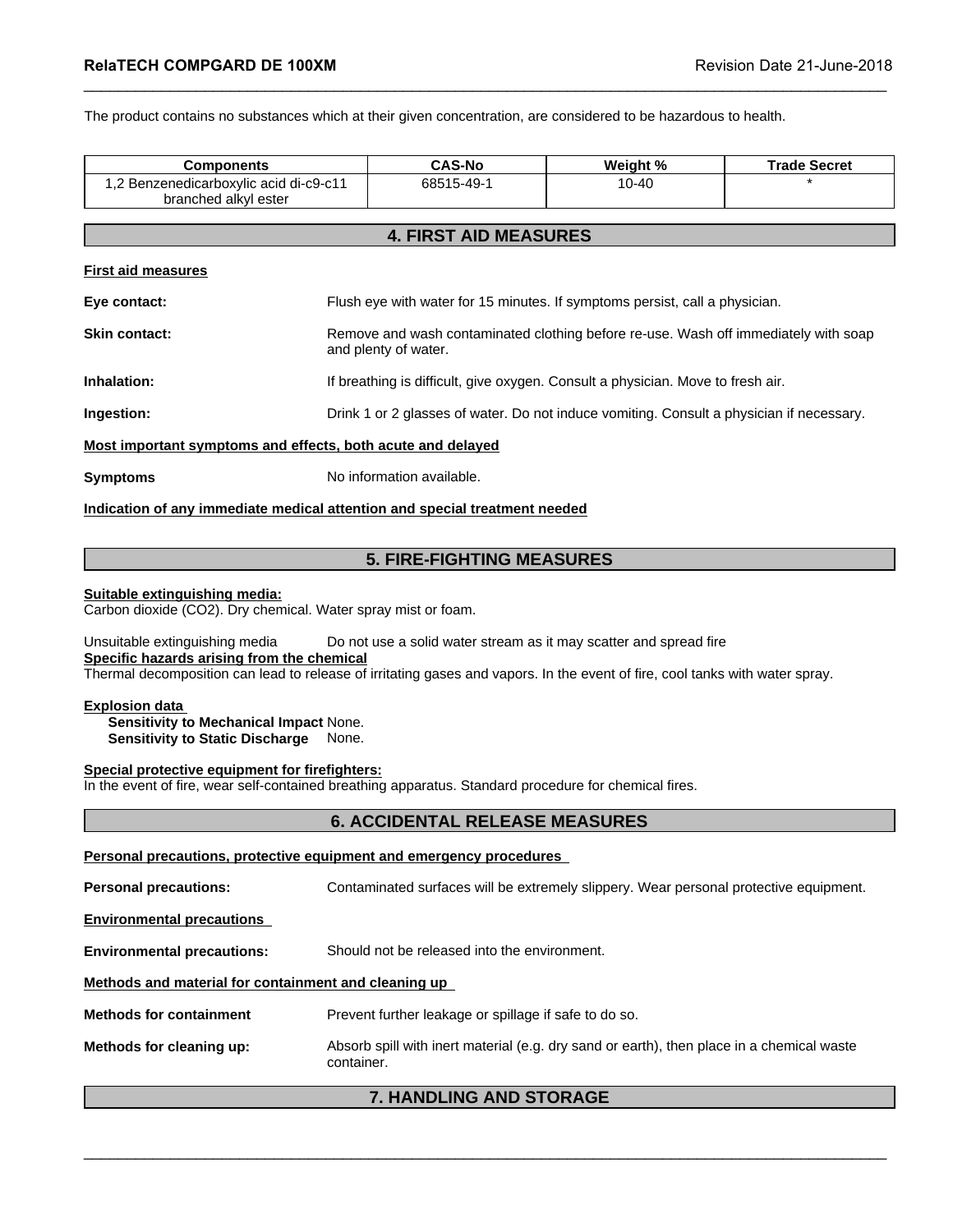The product contains no substances which at their given concentration, are considered to be hazardous to health.

| Components | CAS-No | Weight % | Trade Secret |
| --- | --- | --- | --- |
| 1,2 Benzenedicarboxylic acid di-c9-c11 branched alkyl ester | 68515-49-1 | 10-40 | * |

## 4. FIRST AID MEASURES

**First aid measures**

**Eye contact:** Flush eye with water for 15 minutes. If symptoms persist, call a physician.

**Skin contact:** Remove and wash contaminated clothing before re-use. Wash off immediately with soap and plenty of water.

**Inhalation:** If breathing is difficult, give oxygen. Consult a physician. Move to fresh air.

**Ingestion:** Drink 1 or 2 glasses of water. Do not induce vomiting. Consult a physician if necessary.

**Most important symptoms and effects, both acute and delayed**

**Symptoms** No information available.

**Indication of any immediate medical attention and special treatment needed**

## 5. FIRE-FIGHTING MEASURES

**Suitable extinguishing media:**
Carbon dioxide ($CO_2$). Dry chemical. Water spray mist or foam.

Unsuitable extinguishing media Do not use a solid water stream as it may scatter and spread fire

**Specific hazards arising from the chemical**
Thermal decomposition can lead to release of irritating gases and vapors. In the event of fire, cool tanks with water spray.

**Explosion data**
**Sensitivity to Mechanical Impact** None.
**Sensitivity to Static Discharge** None.

**Special protective equipment for firefighters:**
In the event of fire, wear self-contained breathing apparatus. Standard procedure for chemical fires.

## 6. ACCIDENTAL RELEASE MEASURES

**Personal precautions, protective equipment and emergency procedures**

**Personal precautions:** Contaminated surfaces will be extremely slippery. Wear personal protective equipment.

**Environmental precautions**

**Environmental precautions:** Should not be released into the environment.

**Methods and material for containment and cleaning up**

**Methods for containment** Prevent further leakage or spillage if safe to do so.

**Methods for cleaning up:** Absorb spill with inert material (e.g. dry sand or earth), then place in a chemical waste container.

## 7. HANDLING AND STORAGE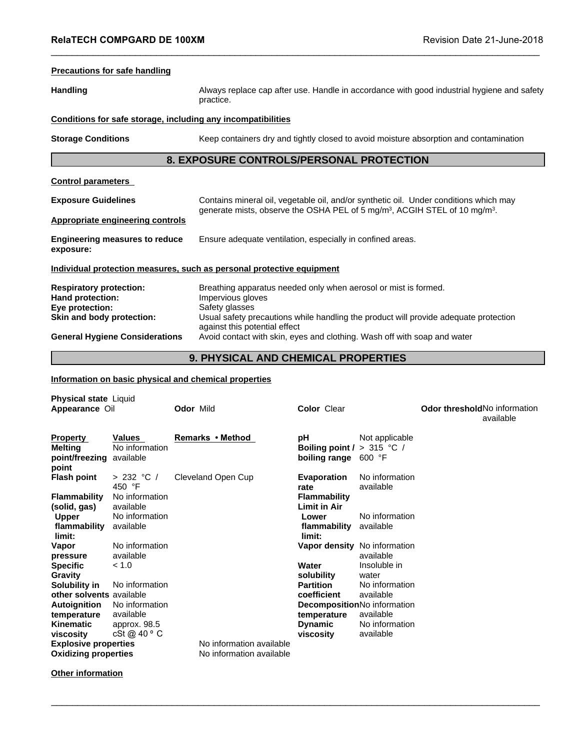**Precautions for safe handling**

**Handling** Always replace cap after use. Handle in accordance with good industrial hygiene and safety practice.

**Conditions for safe storage, including any incompatibilities**

**Storage Conditions** Keep containers dry and tightly closed to avoid moisture absorption and contamination

## 8. EXPOSURE CONTROLS/PERSONAL PROTECTION

**Control parameters**

**Exposure Guidelines** Contains mineral oil, vegetable oil, and/or synthetic oil. Under conditions which may generate mists, observe the OSHA PEL of 5 mg/m³, ACGIH STEL of 10 mg/m³.

**Appropriate engineering controls**

**Engineering measures to reduce exposure:** Ensure adequate ventilation, especially in confined areas.

**Individual protection measures, such as personal protective equipment**

**Respiratory protection:** Breathing apparatus needed only when aerosol or mist is formed.
**Hand protection:** Impervious gloves
**Eye protection:** Safety glasses
**Skin and body protection:** Usual safety precautions while handling the product will provide adequate protection against this potential effect
**General Hygiene Considerations** Avoid contact with skin, eyes and clothing. Wash off with soap and water

## 9. PHYSICAL AND CHEMICAL PROPERTIES

**Information on basic physical and chemical properties**

**Physical state** Liquid
**Appearance** Oil **Odor** Mild **Color** Clear **Odor threshold** No information available

| Property | Values | Remarks • Method | | |
|---|---|---|---|---|
| **Melting point/freezing point** | No information available | | **pH** | Not applicable |
| | | | **Boiling point / boiling range** | > 315 °C / 600 °F |
| **Flash point** | > 232 °C / 450 °F | Cleveland Open Cup | **Evaporation rate** | No information available |
| **Flammability (solid, gas)** | No information available | | **Flammability Limit in Air** | |
| **Upper flammability limit:** | No information available | | **Lower flammability limit:** | No information available |
| **Vapor pressure** | No information available | | **Vapor density** | No information available |
| **Specific Gravity** | < 1.0 | | **Water solubility** | Insoluble in water |
| **Solubility in other solvents** | No information available | | **Partition coefficient** | No information available |
| **Autoignition temperature** | No information available | | **Decomposition temperature** | No information available |
| **Kinematic viscosity** | approx. 98.5 cSt @ 40 º C | | **Dynamic viscosity** | No information available |
| **Explosive properties** | | No information available | | |
| **Oxidizing properties** | | No information available | | |

**Other information**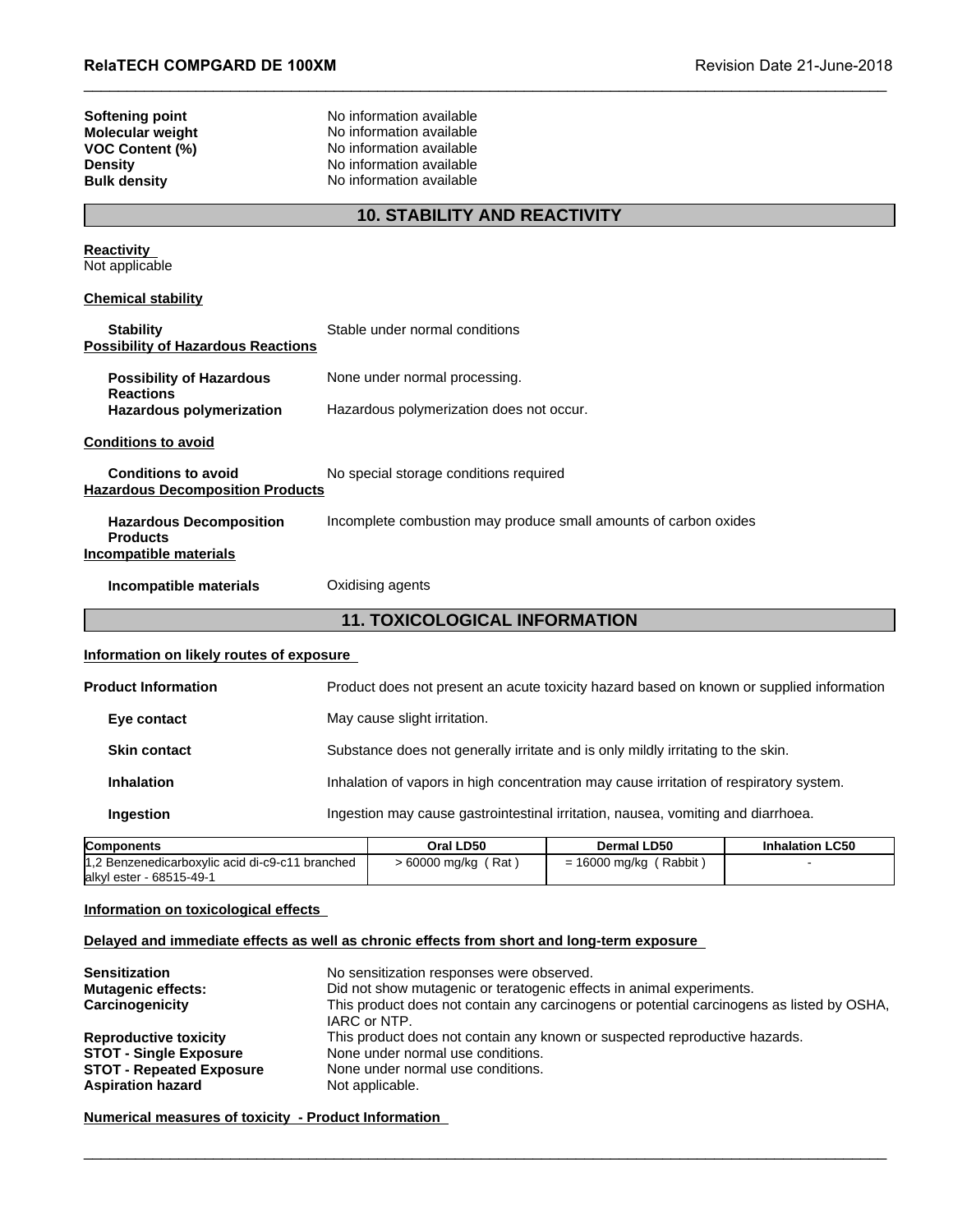**Softening point** No information available
**Molecular weight** No information available
**VOC Content (%)** No information available
**Density** No information available
**Bulk density** No information available

## 10. STABILITY AND REACTIVITY

**Reactivity**
Not applicable

**Chemical stability**

**Stability** Stable under normal conditions

**Possibility of Hazardous Reactions**

**Possibility of Hazardous Reactions** None under normal processing.

**Hazardous polymerization** Hazardous polymerization does not occur.

**Conditions to avoid**

**Conditions to avoid** No special storage conditions required

**Hazardous Decomposition Products**

**Hazardous Decomposition Products** Incomplete combustion may produce small amounts of carbon oxides

**Incompatible materials**

**Incompatible materials** Oxidising agents

## 11. TOXICOLOGICAL INFORMATION

**Information on likely routes of exposure**

**Product Information** Product does not present an acute toxicity hazard based on known or supplied information

**Eye contact** May cause slight irritation.

**Skin contact** Substance does not generally irritate and is only mildly irritating to the skin.

**Inhalation** Inhalation of vapors in high concentration may cause irritation of respiratory system.

**Ingestion** Ingestion may cause gastrointestinal irritation, nausea, vomiting and diarrhoea.

| Components | Oral LD50 | Dermal LD50 | Inhalation LC50 |
|---|---|---|---|
| 1,2 Benzenedicarboxylic acid di-c9-c11 branched alkyl ester - 68515-49-1 | > 60000 mg/kg ( Rat ) | = 16000 mg/kg ( Rabbit ) | - |

**Information on toxicological effects**

**Delayed and immediate effects as well as chronic effects from short and long-term exposure**

**Sensitization** No sensitization responses were observed.
**Mutagenic effects:** Did not show mutagenic or teratogenic effects in animal experiments.
**Carcinogenicity** This product does not contain any carcinogens or potential carcinogens as listed by OSHA, IARC or NTP.
**Reproductive toxicity** This product does not contain any known or suspected reproductive hazards.
**STOT - Single Exposure** None under normal use conditions.
**STOT - Repeated Exposure** None under normal use conditions.
**Aspiration hazard** Not applicable.

**Numerical measures of toxicity - Product Information**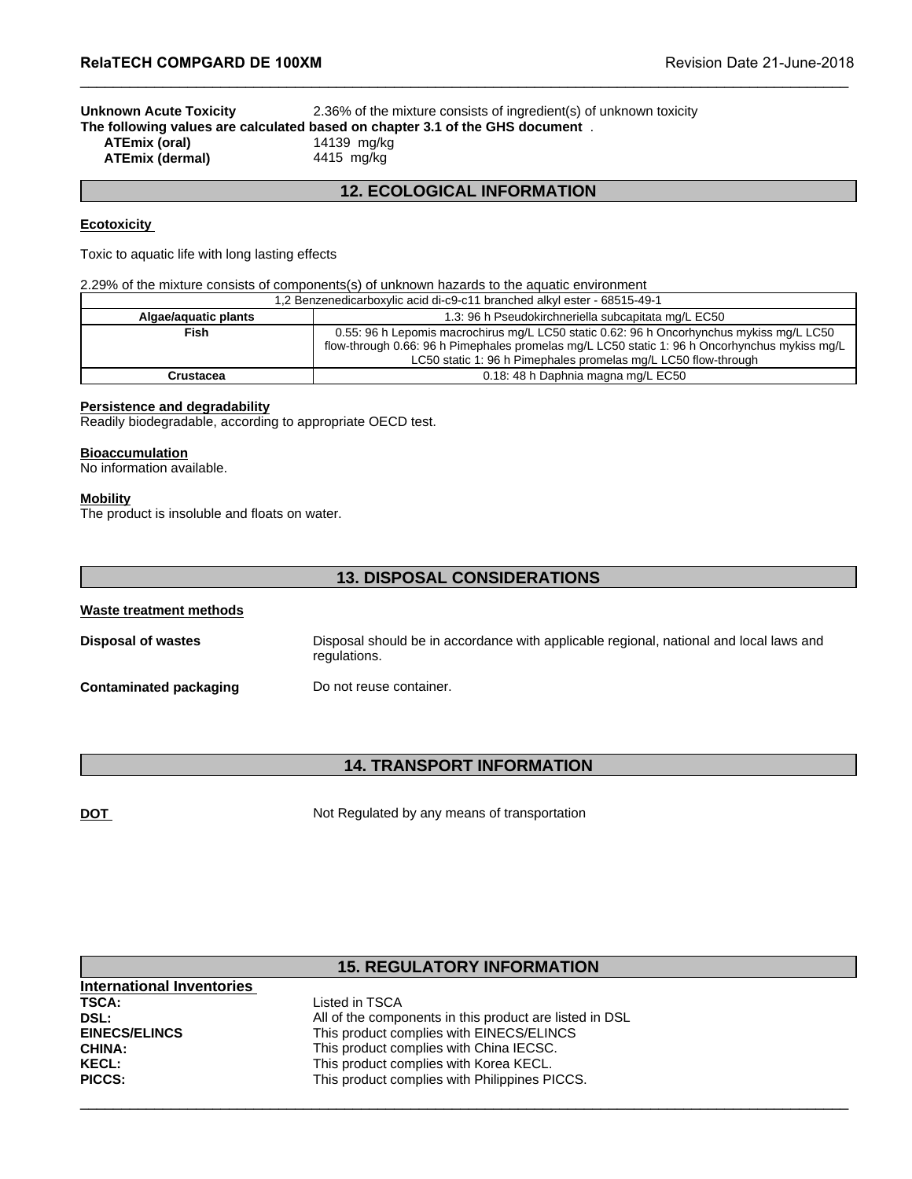**Unknown Acute Toxicity** 2.36% of the mixture consists of ingredient(s) of unknown toxicity

**The following values are calculated based on chapter 3.1 of the GHS document** .

| | |
|---|---|
| **ATEmix (oral)** | 14139 mg/kg |
| **ATEmix (dermal)** | 4415 mg/kg |

## 12. ECOLOGICAL INFORMATION

**Ecotoxicity**

Toxic to aquatic life with long lasting effects

2.29% of the mixture consists of components(s) of unknown hazards to the aquatic environment

| 1,2 Benzenedicarboxylic acid di-c9-c11 branched alkyl ester - 68515-49-1 | |
|---|---|
| **Algae/aquatic plants** | 1.3: 96 h Pseudokirchneriella subcapitata mg/L EC50 |
| **Fish** | 0.55: 96 h Lepomis macrochirus mg/L LC50 static 0.62: 96 h Oncorhynchus mykiss mg/L LC50 flow-through 0.66: 96 h Pimephales promelas mg/L LC50 static 1: 96 h Oncorhynchus mykiss mg/L LC50 static 1: 96 h Pimephales promelas mg/L LC50 flow-through |
| **Crustacea** | 0.18: 48 h Daphnia magna mg/L EC50 |

**Persistence and degradability**

Readily biodegradable, according to appropriate OECD test.

**Bioaccumulation**

No information available.

**Mobility**

The product is insoluble and floats on water.

## 13. DISPOSAL CONSIDERATIONS

**Waste treatment methods**

**Disposal of wastes** Disposal should be in accordance with applicable regional, national and local laws and regulations.

**Contaminated packaging** Do not reuse container.

## 14. TRANSPORT INFORMATION

**DOT** Not Regulated by any means of transportation

## 15. REGULATORY INFORMATION

**International Inventories**

| | |
|---|---|
| **TSCA:** | Listed in TSCA |
| **DSL:** | All of the components in this product are listed in DSL |
| **EINECS/ELINCS** | This product complies with EINECS/ELINCS |
| **CHINA:** | This product complies with China IECSC. |
| **KECL:** | This product complies with Korea KECL. |
| **PICCS:** | This product complies with Philippines PICCS. |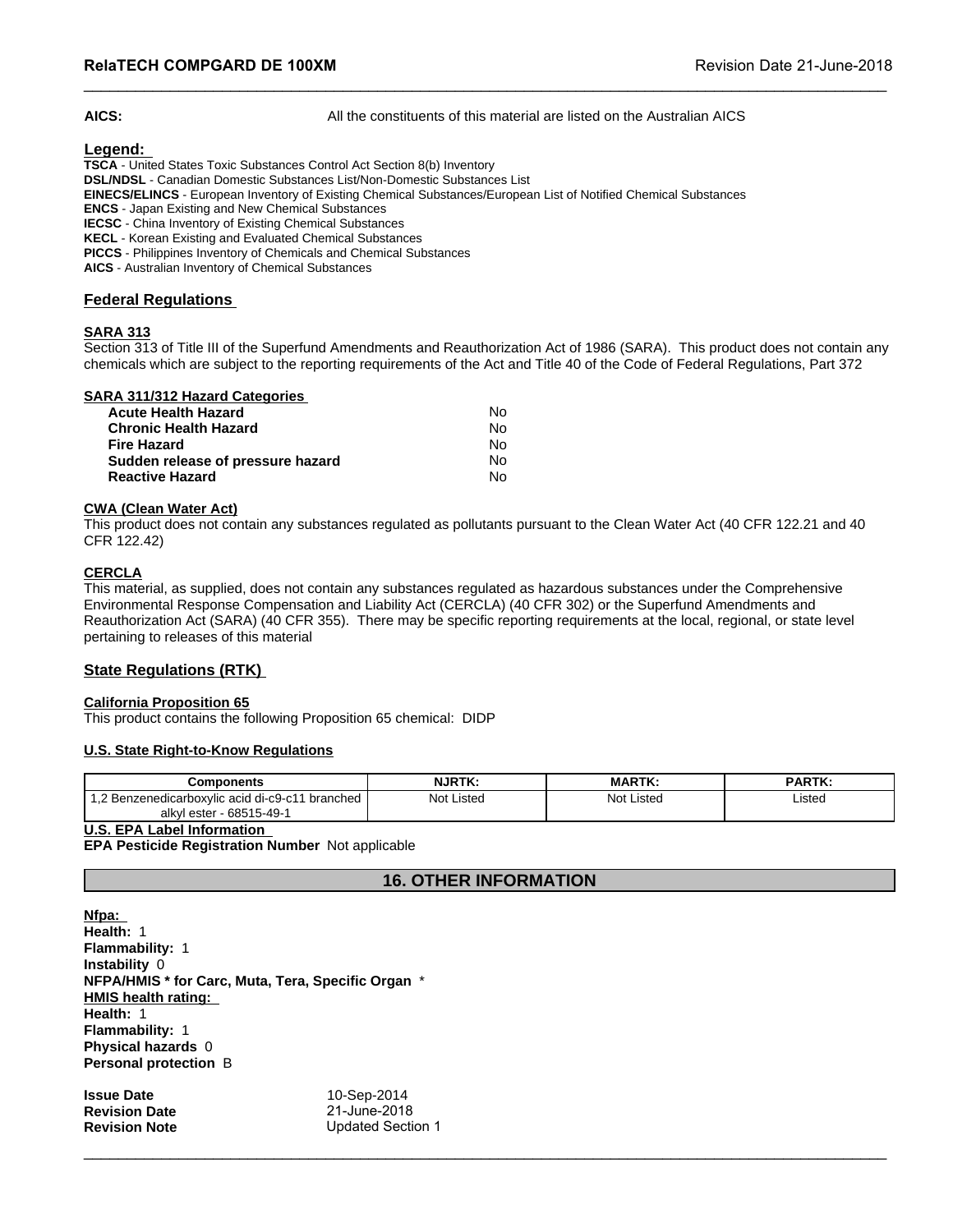**AICS:** All the constituents of this material are listed on the Australian AICS

**Legend:**

**TSCA** - United States Toxic Substances Control Act Section 8(b) Inventory
**DSL/NDSL** - Canadian Domestic Substances List/Non-Domestic Substances List
**EINECS/ELINCS** - European Inventory of Existing Chemical Substances/European List of Notified Chemical Substances
**ENCS** - Japan Existing and New Chemical Substances
**IECSC** - China Inventory of Existing Chemical Substances
**KECL** - Korean Existing and Evaluated Chemical Substances
**PICCS** - Philippines Inventory of Chemicals and Chemical Substances
**AICS** - Australian Inventory of Chemical Substances

## Federal Regulations

### SARA 313

Section 313 of Title III of the Superfund Amendments and Reauthorization Act of 1986 (SARA). This product does not contain any chemicals which are subject to the reporting requirements of the Act and Title 40 of the Code of Federal Regulations, Part 372

### SARA 311/312 Hazard Categories

| | |
|---|---|
| **Acute Health Hazard** | No |
| **Chronic Health Hazard** | No |
| **Fire Hazard** | No |
| **Sudden release of pressure hazard** | No |
| **Reactive Hazard** | No |

### CWA (Clean Water Act)

This product does not contain any substances regulated as pollutants pursuant to the Clean Water Act (40 CFR 122.21 and 40 CFR 122.42)

### CERCLA

This material, as supplied, does not contain any substances regulated as hazardous substances under the Comprehensive Environmental Response Compensation and Liability Act (CERCLA) (40 CFR 302) or the Superfund Amendments and Reauthorization Act (SARA) (40 CFR 355). There may be specific reporting requirements at the local, regional, or state level pertaining to releases of this material

## State Regulations (RTK)

### California Proposition 65

This product contains the following Proposition 65 chemical: DIDP

### U.S. State Right-to-Know Regulations

| Components | NJRTK: | MARTK: | PARTK: |
|---|---|---|---|
| 1,2 Benzenedicarboxylic acid di-c9-c11 branched alkyl ester - 68515-49-1 | Not Listed | Not Listed | Listed |

### U.S. EPA Label Information

**EPA Pesticide Registration Number** Not applicable

## 16. OTHER INFORMATION

**Nfpa:**
**Health:** 1
**Flammability:** 1
**Instability** 0
**NFPA/HMIS * for Carc, Muta, Tera, Specific Organ** *
**HMIS health rating:**
**Health:** 1
**Flammability:** 1
**Physical hazards** 0
**Personal protection** B

| | |
|---|---|
| **Issue Date** | 10-Sep-2014 |
| **Revision Date** | 21-June-2018 |
| **Revision Note** | Updated Section 1 |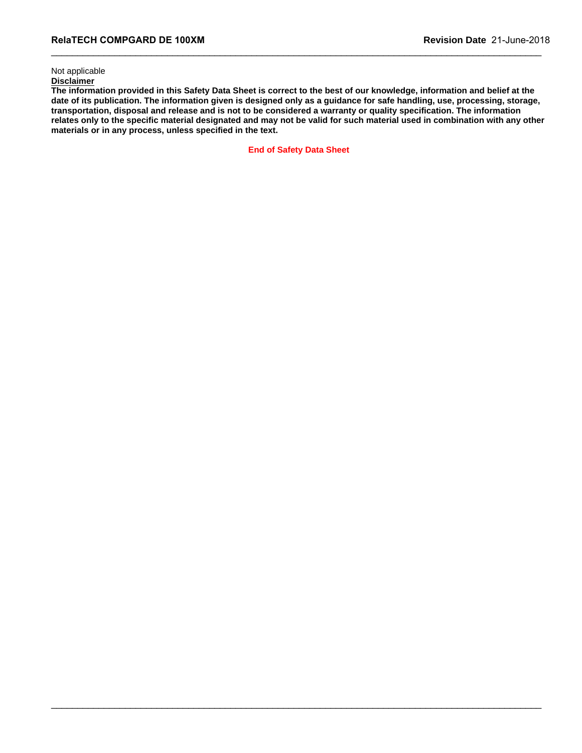Not applicable

**Disclaimer**

**The information provided in this Safety Data Sheet is correct to the best of our knowledge, information and belief at the date of its publication. The information given is designed only as a guidance for safe handling, use, processing, storage, transportation, disposal and release and is not to be considered a warranty or quality specification. The information relates only to the specific material designated and may not be valid for such material used in combination with any other materials or in any process, unless specified in the text.**

**End of Safety Data Sheet**